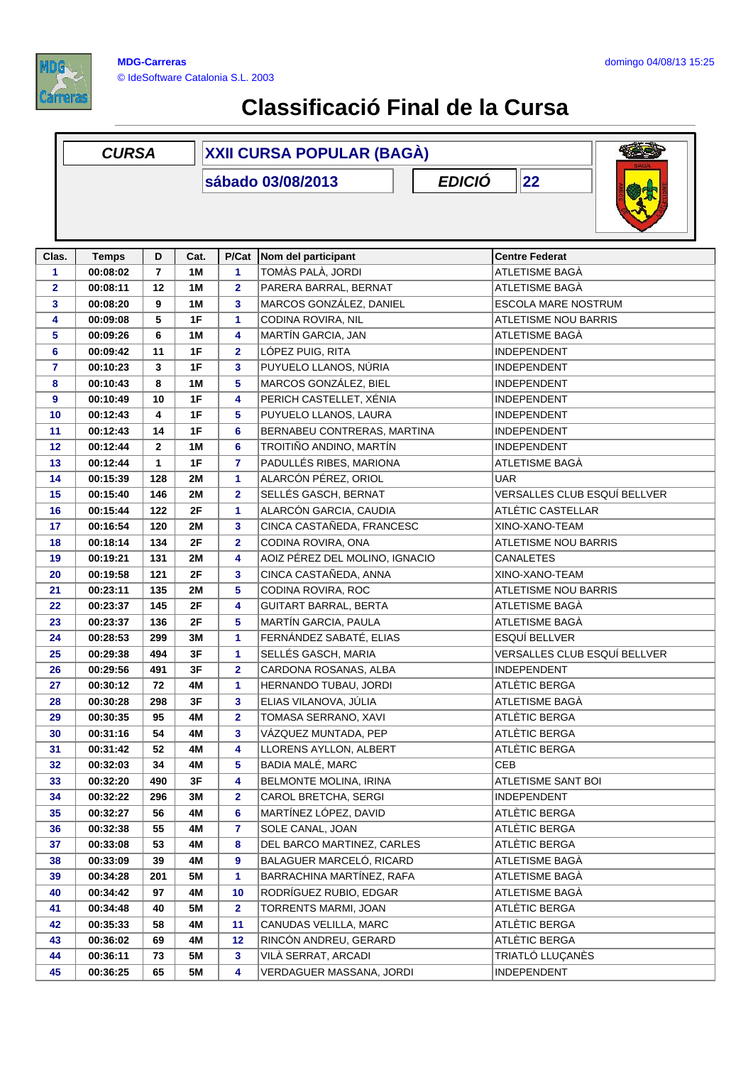MDG-Carreras

© IdeSoftware Catalonia S.L. 2003

domingo 04/08/13 15:25

# Classificació Final de la Cursa

| CURSA | XXII CURSA POPULAR (BAGÀ) | | |
|---|---|---|---|
| | sábado 03/08/2013 | EDICIÓ | 22 |

| Clas. | Temps | D | Cat. | P/Cat | Nom del participant | Centre Federat |
|---|---|---|---|---|---|---|
| 1 | 00:08:02 | 7 | 1M | 1 | TOMÀS PALÀ, JORDI | ATLETISME BAGÀ |
| 2 | 00:08:11 | 12 | 1M | 2 | PARERA BARRAL, BERNAT | ATLETISME BAGÀ |
| 3 | 00:08:20 | 9 | 1M | 3 | MARCOS GONZÁLEZ, DANIEL | ESCOLA MARE NOSTRUM |
| 4 | 00:09:08 | 5 | 1F | 1 | CODINA ROVIRA, NIL | ATLETISME NOU BARRIS |
| 5 | 00:09:26 | 6 | 1M | 4 | MARTÍN GARCIA, JAN | ATLETISME BAGÀ |
| 6 | 00:09:42 | 11 | 1F | 2 | LÓPEZ PUIG, RITA | INDEPENDENT |
| 7 | 00:10:23 | 3 | 1F | 3 | PUYUELO LLANOS, NÚRIA | INDEPENDENT |
| 8 | 00:10:43 | 8 | 1M | 5 | MARCOS GONZÁLEZ, BIEL | INDEPENDENT |
| 9 | 00:10:49 | 10 | 1F | 4 | PERICH CASTELLET, XÉNIA | INDEPENDENT |
| 10 | 00:12:43 | 4 | 1F | 5 | PUYUELO LLANOS, LAURA | INDEPENDENT |
| 11 | 00:12:43 | 14 | 1F | 6 | BERNABEU CONTRERAS, MARTINA | INDEPENDENT |
| 12 | 00:12:44 | 2 | 1M | 6 | TROITIÑO ANDINO, MARTÍN | INDEPENDENT |
| 13 | 00:12:44 | 1 | 1F | 7 | PADULLÉS RIBES, MARIONA | ATLETISME BAGÀ |
| 14 | 00:15:39 | 128 | 2M | 1 | ALARCÓN PÉREZ, ORIOL | UAR |
| 15 | 00:15:40 | 146 | 2M | 2 | SELLÉS GASCH, BERNAT | VERSALLES CLUB ESQUÍ BELLVER |
| 16 | 00:15:44 | 122 | 2F | 1 | ALARCÓN GARCIA, CAUDIA | ATLÈTIC CASTELLAR |
| 17 | 00:16:54 | 120 | 2M | 3 | CINCA CASTAÑEDA, FRANCESC | XINO-XANO-TEAM |
| 18 | 00:18:14 | 134 | 2F | 2 | CODINA ROVIRA, ONA | ATLETISME NOU BARRIS |
| 19 | 00:19:21 | 131 | 2M | 4 | AOIZ PÉREZ DEL MOLINO, IGNACIO | CANALETES |
| 20 | 00:19:58 | 121 | 2F | 3 | CINCA CASTAÑEDA, ANNA | XINO-XANO-TEAM |
| 21 | 00:23:11 | 135 | 2M | 5 | CODINA ROVIRA, ROC | ATLETISME NOU BARRIS |
| 22 | 00:23:37 | 145 | 2F | 4 | GUITART BARRAL, BERTA | ATLETISME BAGÀ |
| 23 | 00:23:37 | 136 | 2F | 5 | MARTÍN GARCIA, PAULA | ATLETISME BAGÀ |
| 24 | 00:28:53 | 299 | 3M | 1 | FERNÁNDEZ SABATÉ, ELIAS | ESQUÍ BELLVER |
| 25 | 00:29:38 | 494 | 3F | 1 | SELLÉS GASCH, MARIA | VERSALLES CLUB ESQUÍ BELLVER |
| 26 | 00:29:56 | 491 | 3F | 2 | CARDONA ROSANAS, ALBA | INDEPENDENT |
| 27 | 00:30:12 | 72 | 4M | 1 | HERNANDO TUBAU, JORDI | ATLÈTIC BERGA |
| 28 | 00:30:28 | 298 | 3F | 3 | ELIAS VILANOVA, JÚLIA | ATLETISME BAGÀ |
| 29 | 00:30:35 | 95 | 4M | 2 | TOMASA SERRANO, XAVI | ATLÈTIC BERGA |
| 30 | 00:31:16 | 54 | 4M | 3 | VÁZQUEZ MUNTADA, PEP | ATLÈTIC BERGA |
| 31 | 00:31:42 | 52 | 4M | 4 | LLORENS AYLLON, ALBERT | ATLÈTIC BERGA |
| 32 | 00:32:03 | 34 | 4M | 5 | BADIA MALÉ, MARC | CEB |
| 33 | 00:32:20 | 490 | 3F | 4 | BELMONTE MOLINA, IRINA | ATLETISME SANT BOI |
| 34 | 00:32:22 | 296 | 3M | 2 | CAROL BRETCHA, SERGI | INDEPENDENT |
| 35 | 00:32:27 | 56 | 4M | 6 | MARTÍNEZ LÓPEZ, DAVID | ATLÈTIC BERGA |
| 36 | 00:32:38 | 55 | 4M | 7 | SOLE CANAL, JOAN | ATLÈTIC BERGA |
| 37 | 00:33:08 | 53 | 4M | 8 | DEL BARCO MARTINEZ, CARLES | ATLÈTIC BERGA |
| 38 | 00:33:09 | 39 | 4M | 9 | BALAGUER MARCELÓ, RICARD | ATLETISME BAGÀ |
| 39 | 00:34:28 | 201 | 5M | 1 | BARRACHINA MARTÍNEZ, RAFA | ATLETISME BAGÀ |
| 40 | 00:34:42 | 97 | 4M | 10 | RODRÍGUEZ RUBIO, EDGAR | ATLETISME BAGÀ |
| 41 | 00:34:48 | 40 | 5M | 2 | TORRENTS MARMI, JOAN | ATLÈTIC BERGA |
| 42 | 00:35:33 | 58 | 4M | 11 | CANUDAS VELILLA, MARC | ATLÈTIC BERGA |
| 43 | 00:36:02 | 69 | 4M | 12 | RINCÓN ANDREU, GERARD | ATLÈTIC BERGA |
| 44 | 00:36:11 | 73 | 5M | 3 | VILÀ SERRAT, ARCADI | TRIATLÓ LLUÇANÈS |
| 45 | 00:36:25 | 65 | 5M | 4 | VERDAGUER MASSANA, JORDI | INDEPENDENT |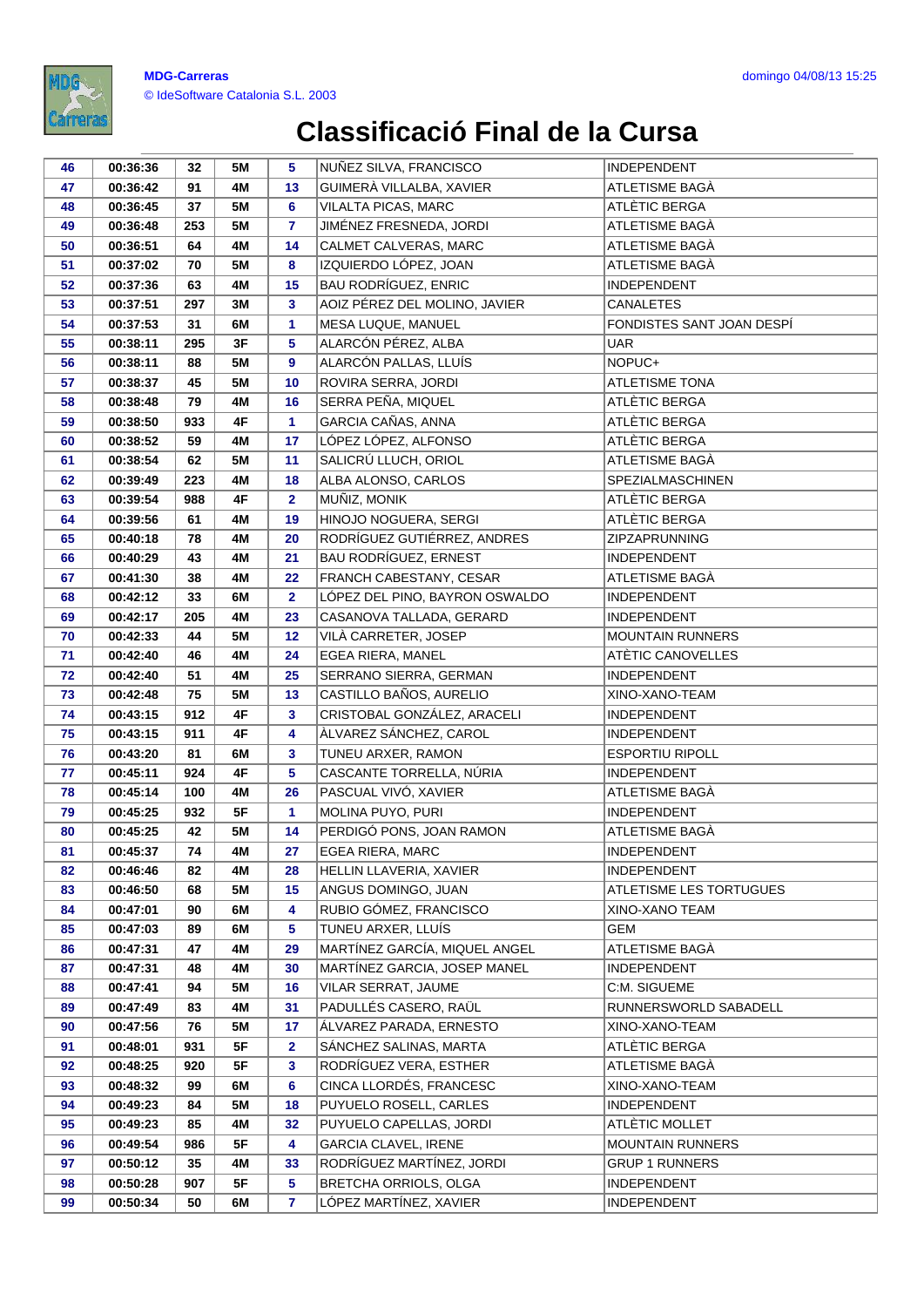# Classificació Final de la Cursa

| | | | | | | |
|---|---|---|---|---|---|---|
| 46 | 00:36:36 | 32 | 5M | 5 | NUÑEZ SILVA, FRANCISCO | INDEPENDENT |
| 47 | 00:36:42 | 91 | 4M | 13 | GUIMERÀ VILLALBA, XAVIER | ATLETISME BAGÀ |
| 48 | 00:36:45 | 37 | 5M | 6 | VILALTA PICAS, MARC | ATLÈTIC BERGA |
| 49 | 00:36:48 | 253 | 5M | 7 | JIMÉNEZ FRESNEDA, JORDI | ATLETISME BAGÀ |
| 50 | 00:36:51 | 64 | 4M | 14 | CALMET CALVERAS, MARC | ATLETISME BAGÀ |
| 51 | 00:37:02 | 70 | 5M | 8 | IZQUIERDO LÓPEZ, JOAN | ATLETISME BAGÀ |
| 52 | 00:37:36 | 63 | 4M | 15 | BAU RODRÍGUEZ, ENRIC | INDEPENDENT |
| 53 | 00:37:51 | 297 | 3M | 3 | AOIZ PÉREZ DEL MOLINO, JAVIER | CANALETES |
| 54 | 00:37:53 | 31 | 6M | 1 | MESA LUQUE, MANUEL | FONDISTES SANT JOAN DESPÍ |
| 55 | 00:38:11 | 295 | 3F | 5 | ALARCÓN PÉREZ, ALBA | UAR |
| 56 | 00:38:11 | 88 | 5M | 9 | ALARCÓN PALLAS, LLUÍS | NOPUC+ |
| 57 | 00:38:37 | 45 | 5M | 10 | ROVIRA SERRA, JORDI | ATLETISME TONA |
| 58 | 00:38:48 | 79 | 4M | 16 | SERRA PEÑA, MIQUEL | ATLÈTIC BERGA |
| 59 | 00:38:50 | 933 | 4F | 1 | GARCIA CAÑAS, ANNA | ATLÈTIC BERGA |
| 60 | 00:38:52 | 59 | 4M | 17 | LÓPEZ LÓPEZ, ALFONSO | ATLÈTIC BERGA |
| 61 | 00:38:54 | 62 | 5M | 11 | SALICRÚ LLUCH, ORIOL | ATLETISME BAGÀ |
| 62 | 00:39:49 | 223 | 4M | 18 | ALBA ALONSO, CARLOS | SPEZIALMASCHINEN |
| 63 | 00:39:54 | 988 | 4F | 2 | MUÑIZ, MONIK | ATLÈTIC BERGA |
| 64 | 00:39:56 | 61 | 4M | 19 | HINOJO NOGUERA, SERGI | ATLÈTIC BERGA |
| 65 | 00:40:18 | 78 | 4M | 20 | RODRÍGUEZ GUTIÉRREZ, ANDRES | ZIPZAPRUNNING |
| 66 | 00:40:29 | 43 | 4M | 21 | BAU RODRÍGUEZ, ERNEST | INDEPENDENT |
| 67 | 00:41:30 | 38 | 4M | 22 | FRANCH CABESTANY, CESAR | ATLETISME BAGÀ |
| 68 | 00:42:12 | 33 | 6M | 2 | LÓPEZ DEL PINO, BAYRON OSWALDO | INDEPENDENT |
| 69 | 00:42:17 | 205 | 4M | 23 | CASANOVA TALLADA, GERARD | INDEPENDENT |
| 70 | 00:42:33 | 44 | 5M | 12 | VILÀ CARRETER, JOSEP | MOUNTAIN RUNNERS |
| 71 | 00:42:40 | 46 | 4M | 24 | EGEA RIERA, MANEL | ATÈTIC CANOVELLES |
| 72 | 00:42:40 | 51 | 4M | 25 | SERRANO SIERRA, GERMAN | INDEPENDENT |
| 73 | 00:42:48 | 75 | 5M | 13 | CASTILLO BAÑOS, AURELIO | XINO-XANO-TEAM |
| 74 | 00:43:15 | 912 | 4F | 3 | CRISTOBAL GONZÁLEZ, ARACELI | INDEPENDENT |
| 75 | 00:43:15 | 911 | 4F | 4 | ÀLVAREZ SÁNCHEZ, CAROL | INDEPENDENT |
| 76 | 00:43:20 | 81 | 6M | 3 | TUNEU ARXER, RAMON | ESPORTIU RIPOLL |
| 77 | 00:45:11 | 924 | 4F | 5 | CASCANTE TORRELLA, NÚRIA | INDEPENDENT |
| 78 | 00:45:14 | 100 | 4M | 26 | PASCUAL VIVÓ, XAVIER | ATLETISME BAGÀ |
| 79 | 00:45:25 | 932 | 5F | 1 | MOLINA PUYO, PURI | INDEPENDENT |
| 80 | 00:45:25 | 42 | 5M | 14 | PERDIGÓ PONS, JOAN RAMON | ATLETISME BAGÀ |
| 81 | 00:45:37 | 74 | 4M | 27 | EGEA RIERA, MARC | INDEPENDENT |
| 82 | 00:46:46 | 82 | 4M | 28 | HELLIN LLAVERIA, XAVIER | INDEPENDENT |
| 83 | 00:46:50 | 68 | 5M | 15 | ANGUS DOMINGO, JUAN | ATLETISME LES TORTUGUES |
| 84 | 00:47:01 | 90 | 6M | 4 | RUBIO GÓMEZ, FRANCISCO | XINO-XANO TEAM |
| 85 | 00:47:03 | 89 | 6M | 5 | TUNEU ARXER, LLUÍS | GEM |
| 86 | 00:47:31 | 47 | 4M | 29 | MARTÍNEZ GARCÍA, MIQUEL ANGEL | ATLETISME BAGÀ |
| 87 | 00:47:31 | 48 | 4M | 30 | MARTÍNEZ GARCIA, JOSEP MANEL | INDEPENDENT |
| 88 | 00:47:41 | 94 | 5M | 16 | VILAR SERRAT, JAUME | C:M. SIGUEME |
| 89 | 00:47:49 | 83 | 4M | 31 | PADULLÉS CASERO, RAÜL | RUNNERSWORLD SABADELL |
| 90 | 00:47:56 | 76 | 5M | 17 | ÁLVAREZ PARADA, ERNESTO | XINO-XANO-TEAM |
| 91 | 00:48:01 | 931 | 5F | 2 | SÁNCHEZ SALINAS, MARTA | ATLÈTIC BERGA |
| 92 | 00:48:25 | 920 | 5F | 3 | RODRÍGUEZ VERA, ESTHER | ATLETISME BAGÀ |
| 93 | 00:48:32 | 99 | 6M | 6 | CINCA LLORDÉS, FRANCESC | XINO-XANO-TEAM |
| 94 | 00:49:23 | 84 | 5M | 18 | PUYUELO ROSELL, CARLES | INDEPENDENT |
| 95 | 00:49:23 | 85 | 4M | 32 | PUYUELO CAPELLAS, JORDI | ATLÈTIC MOLLET |
| 96 | 00:49:54 | 986 | 5F | 4 | GARCIA CLAVEL, IRENE | MOUNTAIN RUNNERS |
| 97 | 00:50:12 | 35 | 4M | 33 | RODRÍGUEZ MARTÍNEZ, JORDI | GRUP 1 RUNNERS |
| 98 | 00:50:28 | 907 | 5F | 5 | BRETCHA ORRIOLS, OLGA | INDEPENDENT |
| 99 | 00:50:34 | 50 | 6M | 7 | LÓPEZ MARTÍNEZ, XAVIER | INDEPENDENT |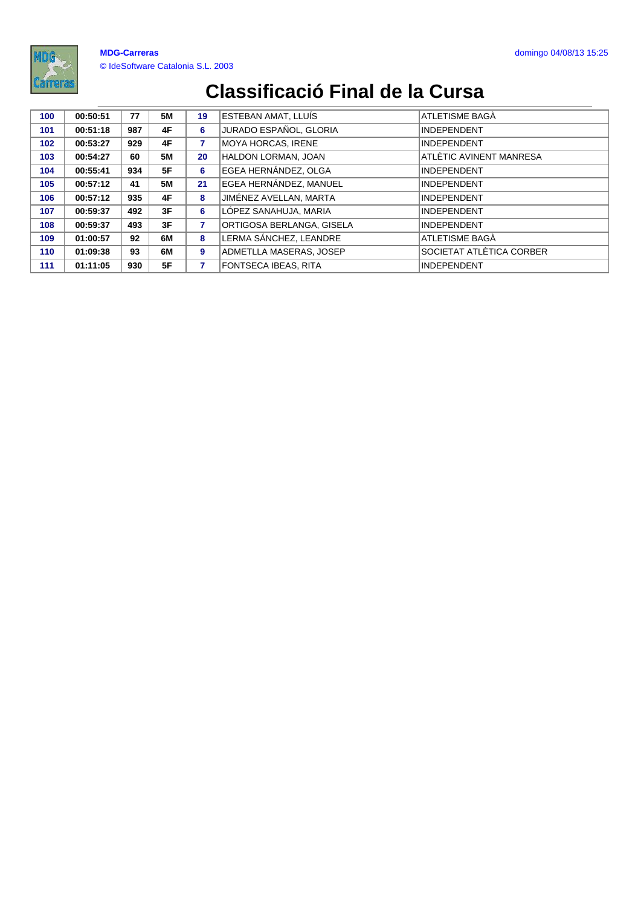# Classificació Final de la Cursa

| | | | | | | |
|---|---|---|---|---|---|---|
| 100 | 00:50:51 | 77 | 5M | 19 | ESTEBAN AMAT, LLUÍS | ATLETISME BAGÀ |
| 101 | 00:51:18 | 987 | 4F | 6 | JURADO ESPAÑOL, GLORIA | INDEPENDENT |
| 102 | 00:53:27 | 929 | 4F | 7 | MOYA HORCAS, IRENE | INDEPENDENT |
| 103 | 00:54:27 | 60 | 5M | 20 | HALDON LORMAN, JOAN | ATLÈTIC AVINENT MANRESA |
| 104 | 00:55:41 | 934 | 5F | 6 | EGEA HERNÁNDEZ, OLGA | INDEPENDENT |
| 105 | 00:57:12 | 41 | 5M | 21 | EGEA HERNÁNDEZ, MANUEL | INDEPENDENT |
| 106 | 00:57:12 | 935 | 4F | 8 | JIMÉNEZ AVELLAN, MARTA | INDEPENDENT |
| 107 | 00:59:37 | 492 | 3F | 6 | LÓPEZ SANAHUJA, MARIA | INDEPENDENT |
| 108 | 00:59:37 | 493 | 3F | 7 | ORTIGOSA BERLANGA, GISELA | INDEPENDENT |
| 109 | 01:00:57 | 92 | 6M | 8 | LERMA SÁNCHEZ, LEANDRE | ATLETISME BAGÀ |
| 110 | 01:09:38 | 93 | 6M | 9 | ADMETLLA MASERAS, JOSEP | SOCIETAT ATLÈTICA CORBER |
| 111 | 01:11:05 | 930 | 5F | 7 | FONTSECA IBEAS, RITA | INDEPENDENT |